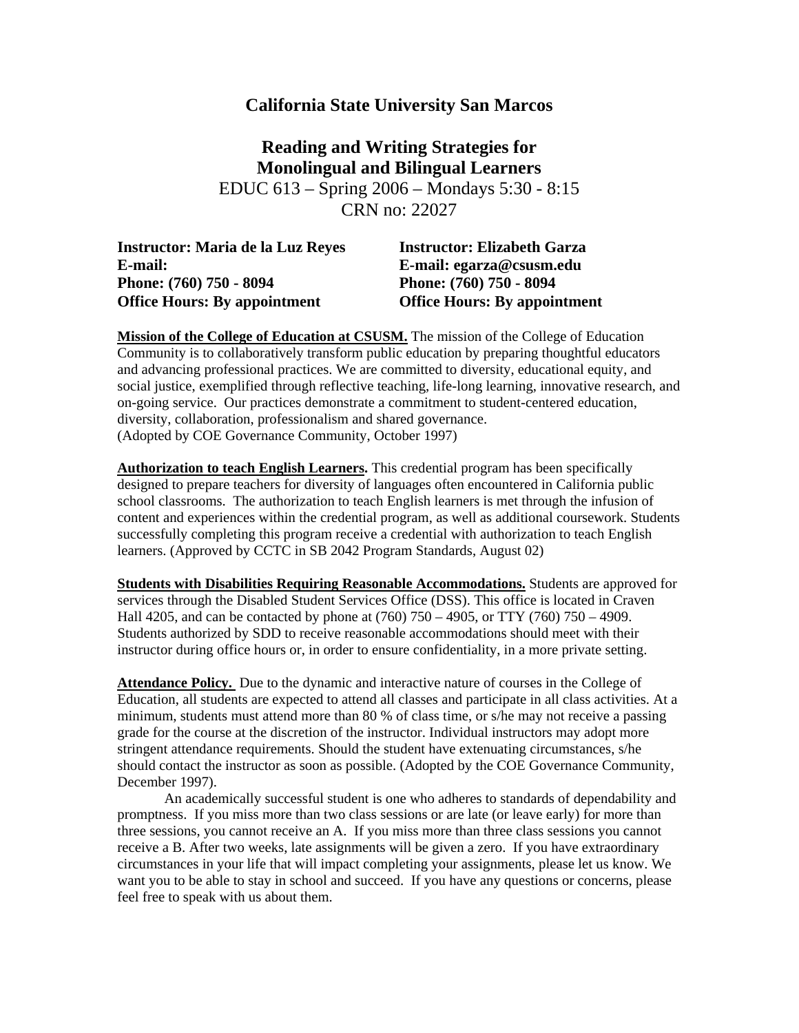# California State University San Marcos

## Reading and Writing Strategies for Monolingual and Bilingual Learners

EDUC 613 – Spring 2006 – Mondays 5:30 - 8:15
CRN no: 22027

**Instructor: Maria de la Luz Reyes**
**E-mail:**
**Phone: (760) 750 - 8094**
**Office Hours: By appointment**

**Instructor: Elizabeth Garza**
**E-mail: egarza@csusm.edu**
**Phone: (760) 750 - 8094**
**Office Hours: By appointment**

**Mission of the College of Education at CSUSM.** The mission of the College of Education Community is to collaboratively transform public education by preparing thoughtful educators and advancing professional practices. We are committed to diversity, educational equity, and social justice, exemplified through reflective teaching, life-long learning, innovative research, and on-going service. Our practices demonstrate a commitment to student-centered education, diversity, collaboration, professionalism and shared governance. (Adopted by COE Governance Community, October 1997)

**Authorization to teach English Learners.** This credential program has been specifically designed to prepare teachers for diversity of languages often encountered in California public school classrooms. The authorization to teach English learners is met through the infusion of content and experiences within the credential program, as well as additional coursework. Students successfully completing this program receive a credential with authorization to teach English learners. (Approved by CCTC in SB 2042 Program Standards, August 02)

**Students with Disabilities Requiring Reasonable Accommodations.** Students are approved for services through the Disabled Student Services Office (DSS). This office is located in Craven Hall 4205, and can be contacted by phone at (760) 750 – 4905, or TTY (760) 750 – 4909. Students authorized by SDD to receive reasonable accommodations should meet with their instructor during office hours or, in order to ensure confidentiality, in a more private setting.

**Attendance Policy.** Due to the dynamic and interactive nature of courses in the College of Education, all students are expected to attend all classes and participate in all class activities. At a minimum, students must attend more than 80 % of class time, or s/he may not receive a passing grade for the course at the discretion of the instructor. Individual instructors may adopt more stringent attendance requirements. Should the student have extenuating circumstances, s/he should contact the instructor as soon as possible. (Adopted by the COE Governance Community, December 1997).

An academically successful student is one who adheres to standards of dependability and promptness. If you miss more than two class sessions or are late (or leave early) for more than three sessions, you cannot receive an A. If you miss more than three class sessions you cannot receive a B. After two weeks, late assignments will be given a zero. If you have extraordinary circumstances in your life that will impact completing your assignments, please let us know. We want you to be able to stay in school and succeed. If you have any questions or concerns, please feel free to speak with us about them.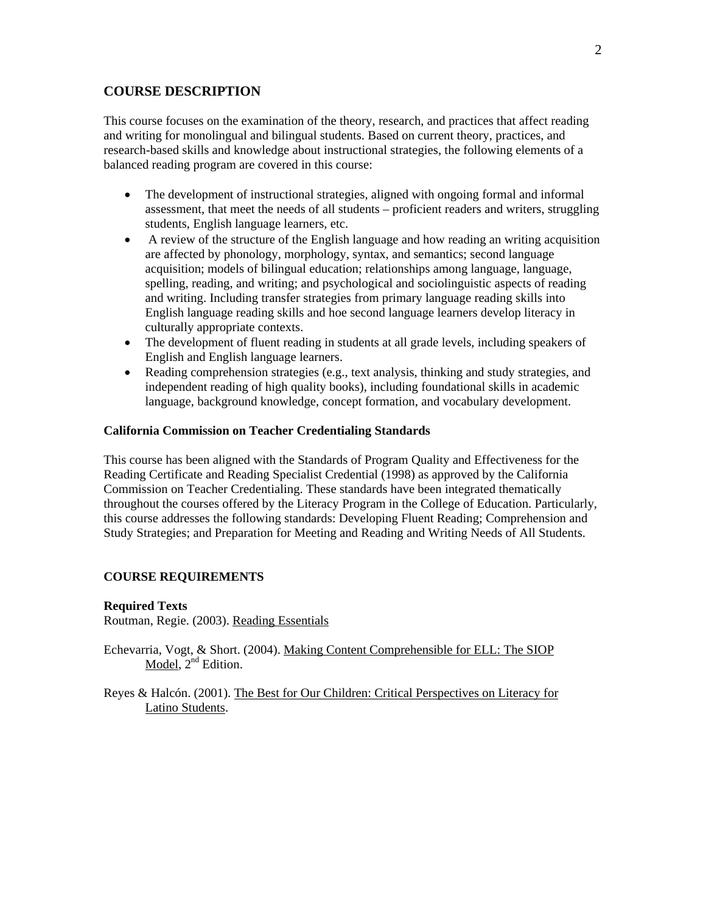## COURSE DESCRIPTION

This course focuses on the examination of the theory, research, and practices that affect reading and writing for monolingual and bilingual students. Based on current theory, practices, and research-based skills and knowledge about instructional strategies, the following elements of a balanced reading program are covered in this course:

- The development of instructional strategies, aligned with ongoing formal and informal assessment, that meet the needs of all students – proficient readers and writers, struggling students, English language learners, etc.
- A review of the structure of the English language and how reading an writing acquisition are affected by phonology, morphology, syntax, and semantics; second language acquisition; models of bilingual education; relationships among language, language, spelling, reading, and writing; and psychological and sociolinguistic aspects of reading and writing. Including transfer strategies from primary language reading skills into English language reading skills and hoe second language learners develop literacy in culturally appropriate contexts.
- The development of fluent reading in students at all grade levels, including speakers of English and English language learners.
- Reading comprehension strategies (e.g., text analysis, thinking and study strategies, and independent reading of high quality books), including foundational skills in academic language, background knowledge, concept formation, and vocabulary development.

### California Commission on Teacher Credentialing Standards

This course has been aligned with the Standards of Program Quality and Effectiveness for the Reading Certificate and Reading Specialist Credential (1998) as approved by the California Commission on Teacher Credentialing. These standards have been integrated thematically throughout the courses offered by the Literacy Program in the College of Education. Particularly, this course addresses the following standards: Developing Fluent Reading; Comprehension and Study Strategies; and Preparation for Meeting and Reading and Writing Needs of All Students.

## COURSE REQUIREMENTS

### Required Texts

Routman, Regie. (2003). Reading Essentials

Echevarria, Vogt, & Short. (2004). Making Content Comprehensible for ELL: The SIOP Model, 2nd Edition.

Reyes & Halcón. (2001). The Best for Our Children: Critical Perspectives on Literacy for Latino Students.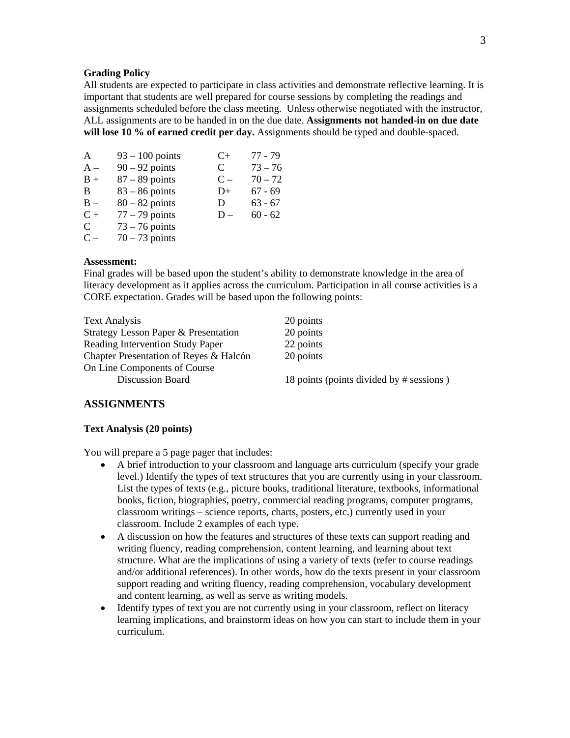**Grading Policy**

All students are expected to participate in class activities and demonstrate reflective learning. It is important that students are well prepared for course sessions by completing the readings and assignments scheduled before the class meeting. Unless otherwise negotiated with the instructor, ALL assignments are to be handed in on the due date. **Assignments not handed-in on due date will lose 10 % of earned credit per day.** Assignments should be typed and double-spaced.

| | | | |
|---|---|---|---|
| A | 93 – 100 points | C+ | 77 - 79 |
| A – | 90 – 92 points | C | 73 – 76 |
| B + | 87 – 89 points | C – | 70 – 72 |
| B | 83 – 86 points | D+ | 67 - 69 |
| B – | 80 – 82 points | D | 63 - 67 |
| C + | 77 – 79 points | D – | 60 - 62 |
| C | 73 – 76 points | | |
| C – | 70 – 73 points | | |

**Assessment:**

Final grades will be based upon the student's ability to demonstrate knowledge in the area of literacy development as it applies across the curriculum. Participation in all course activities is a CORE expectation. Grades will be based upon the following points:

| | |
|---|---|
| Text Analysis | 20 points |
| Strategy Lesson Paper & Presentation | 20 points |
| Reading Intervention Study Paper | 22 points |
| Chapter Presentation of Reyes & Halcón | 20 points |
| On Line Components of Course | |
| Discussion Board | 18 points (points divided by # sessions ) |

## ASSIGNMENTS

**Text Analysis (20 points)**

You will prepare a 5 page pager that includes:

- A brief introduction to your classroom and language arts curriculum (specify your grade level.) Identify the types of text structures that you are currently using in your classroom. List the types of texts (e.g., picture books, traditional literature, textbooks, informational books, fiction, biographies, poetry, commercial reading programs, computer programs, classroom writings – science reports, charts, posters, etc.) currently used in your classroom. Include 2 examples of each type.
- A discussion on how the features and structures of these texts can support reading and writing fluency, reading comprehension, content learning, and learning about text structure. What are the implications of using a variety of texts (refer to course readings and/or additional references). In other words, how do the texts present in your classroom support reading and writing fluency, reading comprehension, vocabulary development and content learning, as well as serve as writing models.
- Identify types of text you are not currently using in your classroom, reflect on literacy learning implications, and brainstorm ideas on how you can start to include them in your curriculum.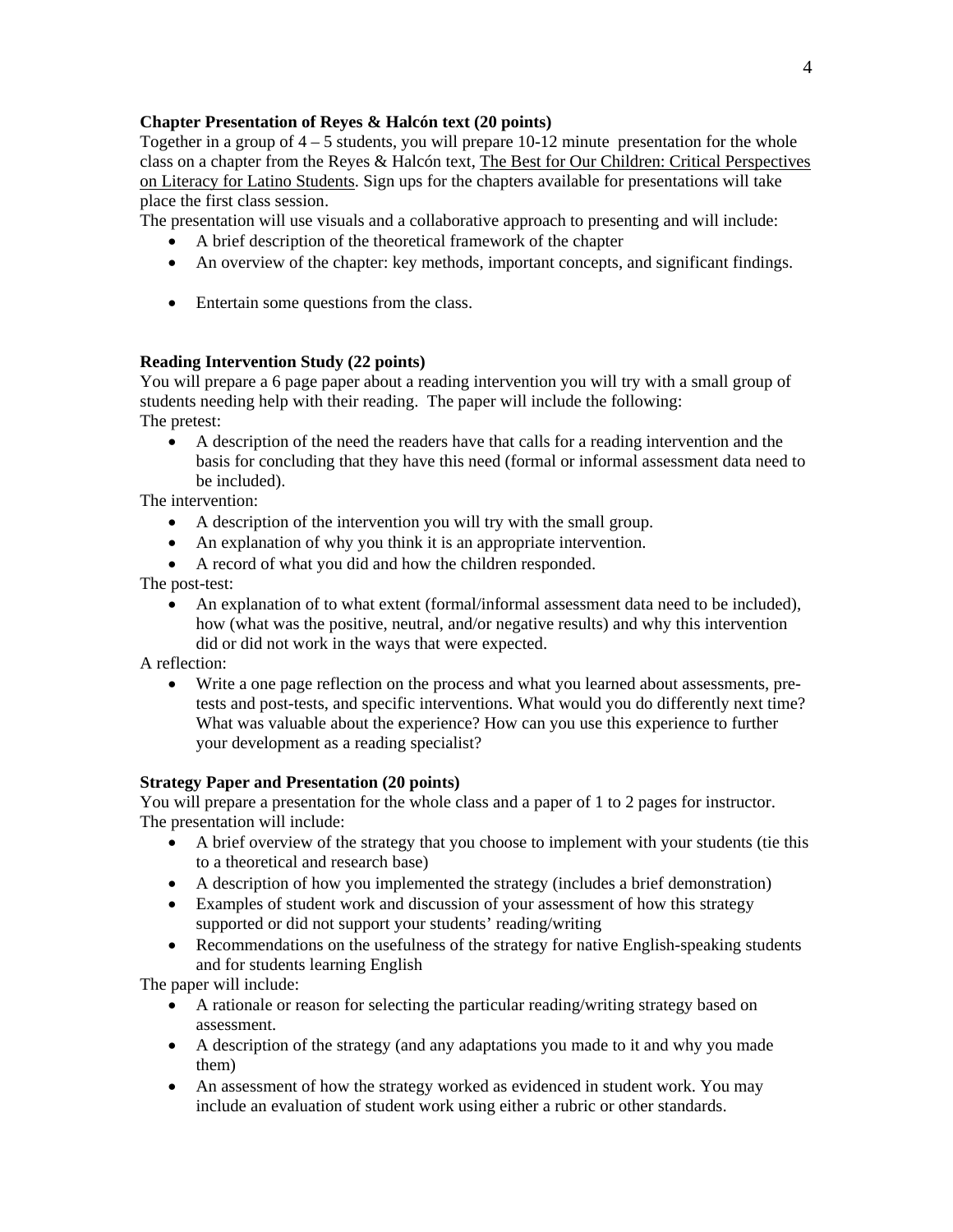**Chapter Presentation of Reyes & Halcón text (20 points)**

Together in a group of 4 – 5 students, you will prepare 10-12 minute presentation for the whole class on a chapter from the Reyes & Halcón text, The Best for Our Children: Critical Perspectives on Literacy for Latino Students. Sign ups for the chapters available for presentations will take place the first class session.

The presentation will use visuals and a collaborative approach to presenting and will include:

- A brief description of the theoretical framework of the chapter
- An overview of the chapter: key methods, important concepts, and significant findings.
- Entertain some questions from the class.

**Reading Intervention Study (22 points)**

You will prepare a 6 page paper about a reading intervention you will try with a small group of students needing help with their reading. The paper will include the following:

The pretest:

- A description of the need the readers have that calls for a reading intervention and the basis for concluding that they have this need (formal or informal assessment data need to be included).

The intervention:

- A description of the intervention you will try with the small group.
- An explanation of why you think it is an appropriate intervention.
- A record of what you did and how the children responded.

The post-test:

- An explanation of to what extent (formal/informal assessment data need to be included), how (what was the positive, neutral, and/or negative results) and why this intervention did or did not work in the ways that were expected.

A reflection:

- Write a one page reflection on the process and what you learned about assessments, pre-tests and post-tests, and specific interventions. What would you do differently next time? What was valuable about the experience? How can you use this experience to further your development as a reading specialist?

**Strategy Paper and Presentation (20 points)**

You will prepare a presentation for the whole class and a paper of 1 to 2 pages for instructor. The presentation will include:

- A brief overview of the strategy that you choose to implement with your students (tie this to a theoretical and research base)
- A description of how you implemented the strategy (includes a brief demonstration)
- Examples of student work and discussion of your assessment of how this strategy supported or did not support your students' reading/writing
- Recommendations on the usefulness of the strategy for native English-speaking students and for students learning English

The paper will include:

- A rationale or reason for selecting the particular reading/writing strategy based on assessment.
- A description of the strategy (and any adaptations you made to it and why you made them)
- An assessment of how the strategy worked as evidenced in student work. You may include an evaluation of student work using either a rubric or other standards.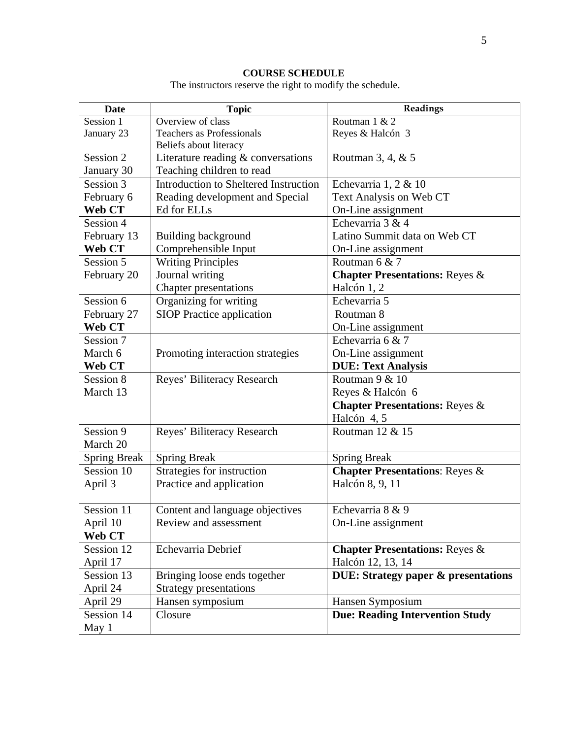**COURSE SCHEDULE**

The instructors reserve the right to modify the schedule.

| Date | Topic | Readings |
|---|---|---|
| Session 1<br>January 23 | Overview of class<br>Teachers as Professionals<br>Beliefs about literacy | Routman 1 & 2<br>Reyes & Halcón 3 |
| Session 2<br>January 30 | Literature reading & conversations<br>Teaching children to read | Routman 3, 4, & 5 |
| Session 3<br>February 6<br>**Web CT** | Introduction to Sheltered Instruction<br>Reading development and Special Ed for ELLs | Echevarria 1, 2 & 10<br>Text Analysis on Web CT<br>On-Line assignment |
| Session 4<br>February 13<br>**Web CT** | Building background<br>Comprehensible Input | Echevarria 3 & 4<br>Latino Summit data on Web CT<br>On-Line assignment |
| Session 5<br>February 20 | Writing Principles<br>Journal writing<br>Chapter presentations | Routman 6 & 7<br>**Chapter Presentations:** Reyes & Halcón 1, 2 |
| Session 6<br>February 27<br>**Web CT** | Organizing for writing<br>SIOP Practice application | Echevarria 5<br>Routman 8<br>On-Line assignment |
| Session 7<br>March 6<br>**Web CT** | Promoting interaction strategies | Echevarria 6 & 7<br>On-Line assignment<br>**DUE: Text Analysis** |
| Session 8<br>March 13 | Reyes' Biliteracy Research | Routman 9 & 10<br>Reyes & Halcón 6<br>**Chapter Presentations:** Reyes & Halcón 4, 5 |
| Session 9<br>March 20 | Reyes' Biliteracy Research | Routman 12 & 15 |
| Spring Break | Spring Break | Spring Break |
| Session 10<br>April 3 | Strategies for instruction<br>Practice and application | **Chapter Presentations**: Reyes & Halcón 8, 9, 11 |
| Session 11<br>April 10<br>**Web CT** | Content and language objectives<br>Review and assessment | Echevarria 8 & 9<br>On-Line assignment |
| Session 12<br>April 17 | Echevarria Debrief | **Chapter Presentations:** Reyes & Halcón 12, 13, 14 |
| Session 13<br>April 24 | Bringing loose ends together<br>Strategy presentations | **DUE: Strategy paper & presentations** |
| April 29 | Hansen symposium | Hansen Symposium |
| Session 14<br>May 1 | Closure | **Due: Reading Intervention Study** |